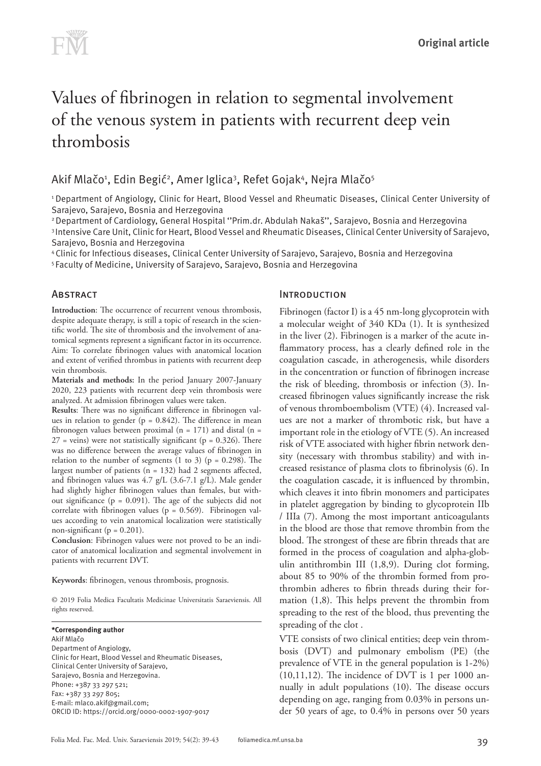Original article

# Values of fibrinogen in relation to segmental involvement of the venous system in patients with recurrent deep vein thrombosis

Akif Mlačo[1], Edin Begić[2], Amer Iglica[3], Refet Gojak[4], Nejra Mlačo[5]

[1] Department of Angiology, Clinic for Heart, Blood Vessel and Rheumatic Diseases, Clinical Center University of Sarajevo, Sarajevo, Bosnia and Herzegovina
[2] Department of Cardiology, General Hospital ''Prim.dr. Abdulah Nakaš'', Sarajevo, Bosnia and Herzegovina
[3] Intensive Care Unit, Clinic for Heart, Blood Vessel and Rheumatic Diseases, Clinical Center University of Sarajevo, Sarajevo, Bosnia and Herzegovina
[4] Clinic for Infectious diseases, Clinical Center University of Sarajevo, Sarajevo, Bosnia and Herzegovina
[5] Faculty of Medicine, University of Sarajevo, Sarajevo, Bosnia and Herzegovina

## Abstract

**Introduction**: The occurrence of recurrent venous thrombosis, despite adequate therapy, is still a topic of research in the scientific world. The site of thrombosis and the involvement of anatomical segments represent a significant factor in its occurrence. Aim: To correlate fibrinogen values with anatomical location and extent of verified thrombus in patients with recurrent deep vein thrombosis.

**Materials and methods**: In the period January 2007-January 2020, 223 patients with recurrent deep vein thrombosis were analyzed. At admission fibrinogen values were taken.

**Results**: There was no significant difference in fibrinogen values in relation to gender ($p = 0.842$). The difference in mean fibronogen values between proximal ($n = 171$) and distal ($n = 27$ = veins) were not statistically significant ($p = 0.326$). There was no difference between the average values of fibrinogen in relation to the number of segments (1 to 3) ($p = 0.298$). The largest number of patients ($n = 132$) had 2 segments affected, and fibrinogen values was 4.7 g/L (3.6-7.1 g/L). Male gender had slightly higher fibrinogen values than females, but without significance ($p = 0.091$). The age of the subjects did not correlate with fibrinogen values ($p = 0.569$). Fibrinogen values according to vein anatomical localization were statistically non-significant ($p = 0.201$).

**Conclusion**: Fibrinogen values were not proved to be an indicator of anatomical localization and segmental involvement in patients with recurrent DVT.

**Keywords**: fibrinogen, venous thrombosis, prognosis.

© 2019 Folia Medica Facultatis Medicinae Universitatis Saraeviensis. All rights reserved.

**\*Corresponding author**
Akif Mlačo
Department of Angiology,
Clinic for Heart, Blood Vessel and Rheumatic Diseases,
Clinical Center University of Sarajevo,
Sarajevo, Bosnia and Herzegovina.
Phone: +387 33 297 521;
Fax: +387 33 297 805;
E-mail: mlaco.akif@gmail.com;
ORCID ID: https://orcid.org/0000-0002-1907-9017

## Introduction

Fibrinogen (factor I) is a 45 nm-long glycoprotein with a molecular weight of 340 KDa (1). It is synthesized in the liver (2). Fibrinogen is a marker of the acute inflammatory process, has a clearly defined role in the coagulation cascade, in atherogenesis, while disorders in the concentration or function of fibrinogen increase the risk of bleeding, thrombosis or infection (3). Increased fibrinogen values significantly increase the risk of venous thromboembolism (VTE) (4). Increased values are not a marker of thrombotic risk, but have a important role in the etiology of VTE (5). An increased risk of VTE associated with higher fibrin network density (necessary with thrombus stability) and with increased resistance of plasma clots to fibrinolysis (6). In the coagulation cascade, it is influenced by thrombin, which cleaves it into fibrin monomers and participates in platelet aggregation by binding to glycoprotein IIb / IIIa (7). Among the most important anticoagulants in the blood are those that remove thrombin from the blood. The strongest of these are fibrin threads that are formed in the process of coagulation and alpha-globulin antithrombin III (1,8,9). During clot forming, about 85 to 90% of the thrombin formed from prothrombin adheres to fibrin threads during their formation (1,8). This helps prevent the thrombin from spreading to the rest of the blood, thus preventing the spreading of the clot .

VTE consists of two clinical entities; deep vein thrombosis (DVT) and pulmonary embolism (PE) (the prevalence of VTE in the general population is 1-2%) (10,11,12). The incidence of DVT is 1 per 1000 annually in adult populations (10). The disease occurs depending on age, ranging from 0.03% in persons under 50 years of age, to 0.4% in persons over 50 years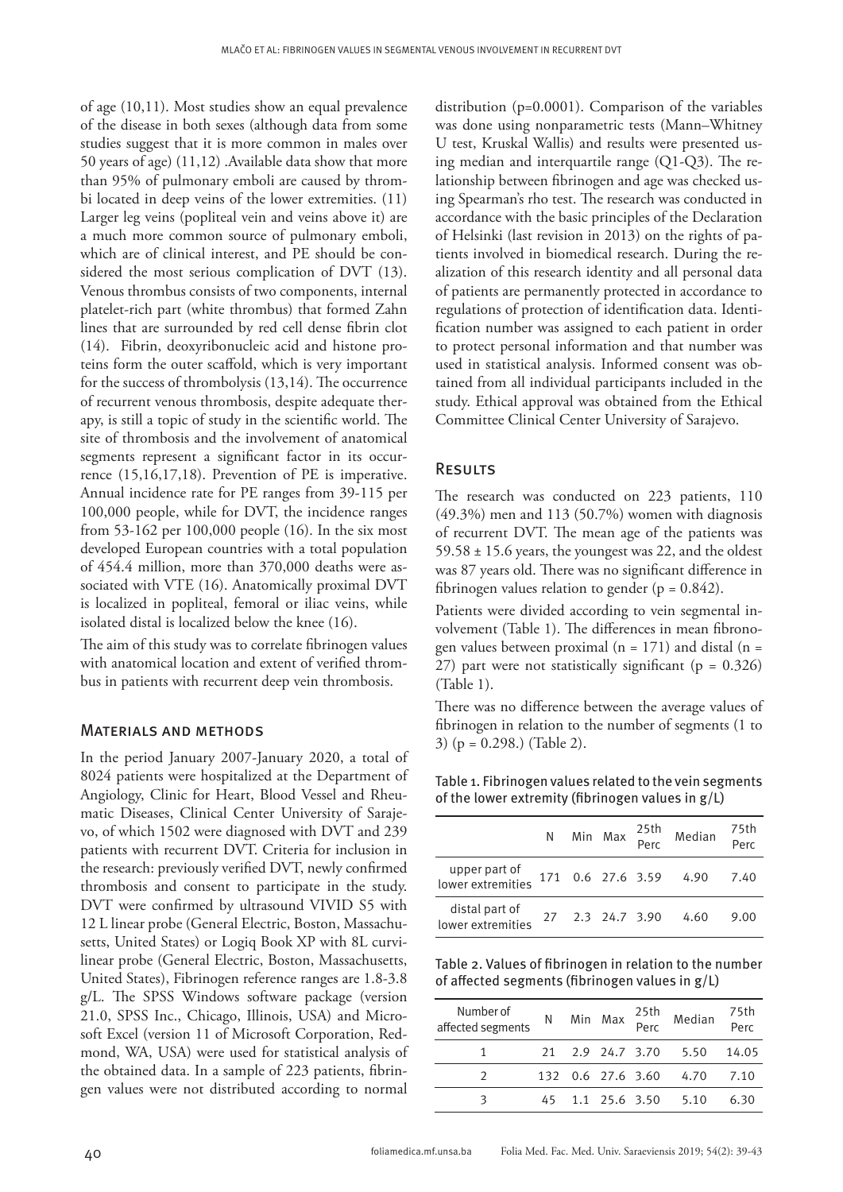of age (10,11). Most studies show an equal prevalence of the disease in both sexes (although data from some studies suggest that it is more common in males over 50 years of age) (11,12) .Available data show that more than 95% of pulmonary emboli are caused by thrombi located in deep veins of the lower extremities. (11) Larger leg veins (popliteal vein and veins above it) are a much more common source of pulmonary emboli, which are of clinical interest, and PE should be considered the most serious complication of DVT (13). Venous thrombus consists of two components, internal platelet-rich part (white thrombus) that formed Zahn lines that are surrounded by red cell dense fibrin clot (14). Fibrin, deoxyribonucleic acid and histone proteins form the outer scaffold, which is very important for the success of thrombolysis (13,14). The occurrence of recurrent venous thrombosis, despite adequate therapy, is still a topic of study in the scientific world. The site of thrombosis and the involvement of anatomical segments represent a significant factor in its occurrence (15,16,17,18). Prevention of PE is imperative. Annual incidence rate for PE ranges from 39-115 per 100,000 people, while for DVT, the incidence ranges from 53-162 per 100,000 people (16). In the six most developed European countries with a total population of 454.4 million, more than 370,000 deaths were associated with VTE (16). Anatomically proximal DVT is localized in popliteal, femoral or iliac veins, while isolated distal is localized below the knee (16).

The aim of this study was to correlate fibrinogen values with anatomical location and extent of verified thrombus in patients with recurrent deep vein thrombosis.

## Materials and methods

In the period January 2007-January 2020, a total of 8024 patients were hospitalized at the Department of Angiology, Clinic for Heart, Blood Vessel and Rheumatic Diseases, Clinical Center University of Sarajevo, of which 1502 were diagnosed with DVT and 239 patients with recurrent DVT. Criteria for inclusion in the research: previously verified DVT, newly confirmed thrombosis and consent to participate in the study. DVT were confirmed by ultrasound VIVID S5 with 12 L linear probe (General Electric, Boston, Massachusetts, United States) or Logiq Book XP with 8L curvilinear probe (General Electric, Boston, Massachusetts, United States), Fibrinogen reference ranges are 1.8-3.8 g/L. The SPSS Windows software package (version 21.0, SPSS Inc., Chicago, Illinois, USA) and Microsoft Excel (version 11 of Microsoft Corporation, Redmond, WA, USA) were used for statistical analysis of the obtained data. In a sample of 223 patients, fibringen values were not distributed according to normal distribution ($p=0.0001$). Comparison of the variables was done using nonparametric tests (Mann–Whitney U test, Kruskal Wallis) and results were presented using median and interquartile range (Q1-Q3). The relationship between fibrinogen and age was checked using Spearman's rho test. The research was conducted in accordance with the basic principles of the Declaration of Helsinki (last revision in 2013) on the rights of patients involved in biomedical research. During the realization of this research identity and all personal data of patients are permanently protected in accordance to regulations of protection of identification data. Identification number was assigned to each patient in order to protect personal information and that number was used in statistical analysis. Informed consent was obtained from all individual participants included in the study. Ethical approval was obtained from the Ethical Committee Clinical Center University of Sarajevo.

## Results

The research was conducted on 223 patients, 110 (49.3%) men and 113 (50.7%) women with diagnosis of recurrent DVT. The mean age of the patients was $59.58 \pm 15.6$ years, the youngest was 22, and the oldest was 87 years old. There was no significant difference in fibrinogen values relation to gender ($p = 0.842$).

Patients were divided according to vein segmental involvement (Table 1). The differences in mean fibronogen values between proximal ($n = 171$) and distal ($n = 27$) part were not statistically significant ($p = 0.326$) (Table 1).

There was no difference between the average values of fibrinogen in relation to the number of segments (1 to 3) ($p = 0.298$.) (Table 2).

Table 1. Fibrinogen values related to the vein segments of the lower extremity (fibrinogen values in g/L)

| | N | Min | Max | 25th Perc | Median | 75th Perc |
|---|---|---|---|---|---|---|
| upper part of lower extremities | 171 | 0.6 | 27.6 | 3.59 | 4.90 | 7.40 |
| distal part of lower extremities | 27 | 2.3 | 24.7 | 3.90 | 4.60 | 9.00 |

Table 2. Values of fibrinogen in relation to the number of affected segments (fibrinogen values in g/L)

| Number of affected segments | N | Min | Max | 25th Perc | Median | 75th Perc |
|---|---|---|---|---|---|---|
| 1 | 21 | 2.9 | 24.7 | 3.70 | 5.50 | 14.05 |
| 2 | 132 | 0.6 | 27.6 | 3.60 | 4.70 | 7.10 |
| 3 | 45 | 1.1 | 25.6 | 3.50 | 5.10 | 6.30 |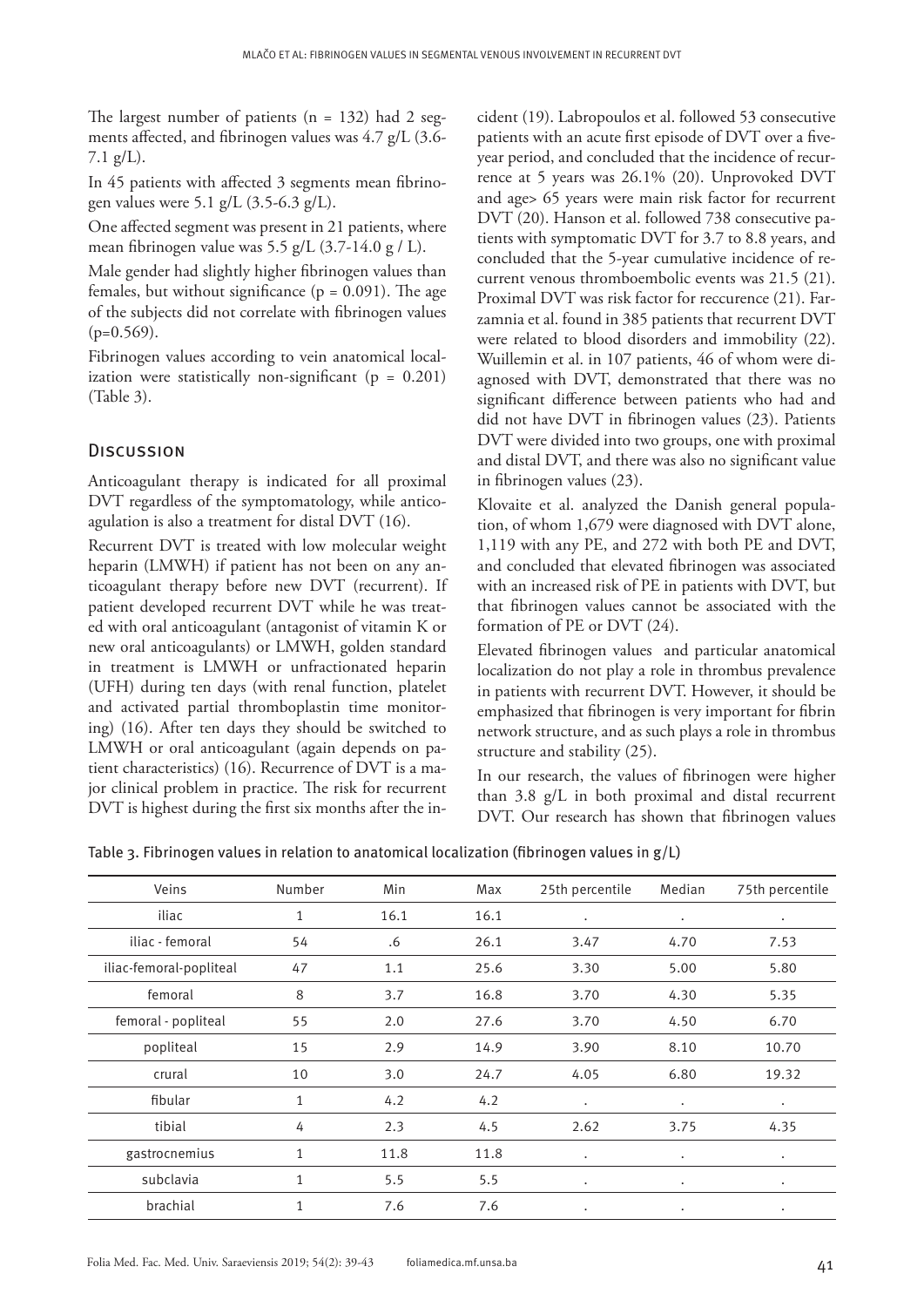The largest number of patients (n = 132) had 2 segments affected, and fibrinogen values was 4.7 g/L (3.6-7.1 g/L).

In 45 patients with affected 3 segments mean fibrinogen values were 5.1 g/L (3.5-6.3 g/L).

One affected segment was present in 21 patients, where mean fibrinogen value was 5.5 g/L (3.7-14.0 g / L).

Male gender had slightly higher fibrinogen values than females, but without significance ($p = 0.091$). The age of the subjects did not correlate with fibrinogen values ($p=0.569$).

Fibrinogen values according to vein anatomical localization were statistically non-significant ($p = 0.201$) (Table 3).

## Discussion

Anticoagulant therapy is indicated for all proximal DVT regardless of the symptomatology, while anticoagulation is also a treatment for distal DVT (16).

Recurrent DVT is treated with low molecular weight heparin (LMWH) if patient has not been on any anticoagulant therapy before new DVT (recurrent). If patient developed recurrent DVT while he was treated with oral anticoagulant (antagonist of vitamin K or new oral anticoagulants) or LMWH, golden standard in treatment is LMWH or unfractionated heparin (UFH) during ten days (with renal function, platelet and activated partial thromboplastin time monitoring) (16). After ten days they should be switched to LMWH or oral anticoagulant (again depends on patient characteristics) (16). Recurrence of DVT is a major clinical problem in practice. The risk for recurrent DVT is highest during the first six months after the incident (19). Labropoulos et al. followed 53 consecutive patients with an acute first episode of DVT over a five-year period, and concluded that the incidence of recurrence at 5 years was 26.1% (20). Unprovoked DVT and age> 65 years were main risk factor for recurrent DVT (20). Hanson et al. followed 738 consecutive patients with symptomatic DVT for 3.7 to 8.8 years, and concluded that the 5-year cumulative incidence of recurrent venous thromboembolic events was 21.5 (21). Proximal DVT was risk factor for reccurence (21). Farzamnia et al. found in 385 patients that recurrent DVT were related to blood disorders and immobility (22). Wuillemin et al. in 107 patients, 46 of whom were diagnosed with DVT, demonstrated that there was no significant difference between patients who had and did not have DVT in fibrinogen values (23). Patients DVT were divided into two groups, one with proximal and distal DVT, and there was also no significant value in fibrinogen values (23).

Klovaite et al. analyzed the Danish general population, of whom 1,679 were diagnosed with DVT alone, 1,119 with any PE, and 272 with both PE and DVT, and concluded that elevated fibrinogen was associated with an increased risk of PE in patients with DVT, but that fibrinogen values cannot be associated with the formation of PE or DVT (24).

Elevated fibrinogen values and particular anatomical localization do not play a role in thrombus prevalence in patients with recurrent DVT. However, it should be emphasized that fibrinogen is very important for fibrin network structure, and as such plays a role in thrombus structure and stability (25).

In our research, the values of fibrinogen were higher than 3.8 g/L in both proximal and distal recurrent DVT. Our research has shown that fibrinogen values

Table 3. Fibrinogen values in relation to anatomical localization (fibrinogen values in g/L)

| Veins | Number | Min | Max | 25th percentile | Median | 75th percentile |
|---|---|---|---|---|---|---|
| iliac | 1 | 16.1 | 16.1 | . | . | . |
| iliac - femoral | 54 | .6 | 26.1 | 3.47 | 4.70 | 7.53 |
| iliac-femoral-popliteal | 47 | 1.1 | 25.6 | 3.30 | 5.00 | 5.80 |
| femoral | 8 | 3.7 | 16.8 | 3.70 | 4.30 | 5.35 |
| femoral - popliteal | 55 | 2.0 | 27.6 | 3.70 | 4.50 | 6.70 |
| popliteal | 15 | 2.9 | 14.9 | 3.90 | 8.10 | 10.70 |
| crural | 10 | 3.0 | 24.7 | 4.05 | 6.80 | 19.32 |
| fibular | 1 | 4.2 | 4.2 | . | . | . |
| tibial | 4 | 2.3 | 4.5 | 2.62 | 3.75 | 4.35 |
| gastrocnemius | 1 | 11.8 | 11.8 | . | . | . |
| subclavia | 1 | 5.5 | 5.5 | . | . | . |
| brachial | 1 | 7.6 | 7.6 | . | . | . |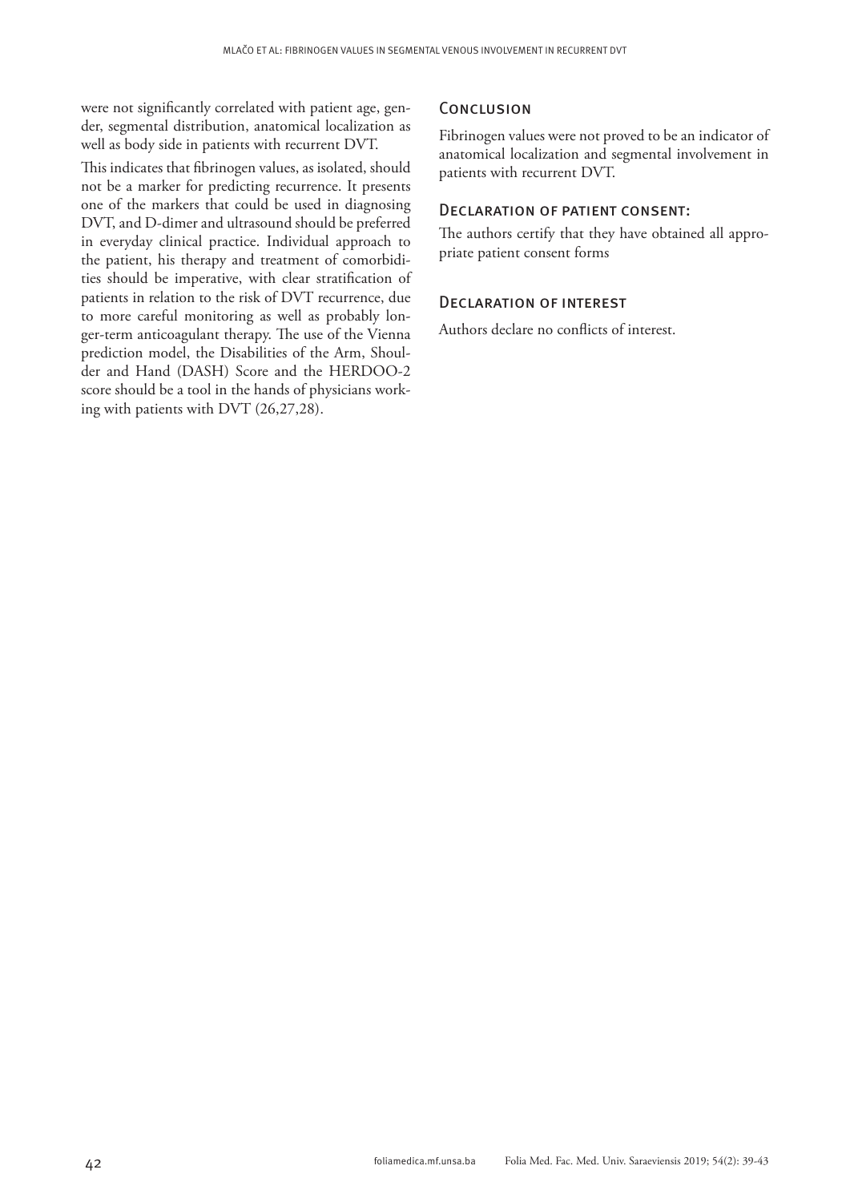were not significantly correlated with patient age, gender, segmental distribution, anatomical localization as well as body side in patients with recurrent DVT.

This indicates that fibrinogen values, as isolated, should not be a marker for predicting recurrence. It presents one of the markers that could be used in diagnosing DVT, and D-dimer and ultrasound should be preferred in everyday clinical practice. Individual approach to the patient, his therapy and treatment of comorbidities should be imperative, with clear stratification of patients in relation to the risk of DVT recurrence, due to more careful monitoring as well as probably longer-term anticoagulant therapy. The use of the Vienna prediction model, the Disabilities of the Arm, Shoulder and Hand (DASH) Score and the HERDOO-2 score should be a tool in the hands of physicians working with patients with DVT (26,27,28).

## Conclusion

Fibrinogen values were not proved to be an indicator of anatomical localization and segmental involvement in patients with recurrent DVT.

## Declaration of patient consent:

The authors certify that they have obtained all appropriate patient consent forms

## Declaration of interest

Authors declare no conflicts of interest.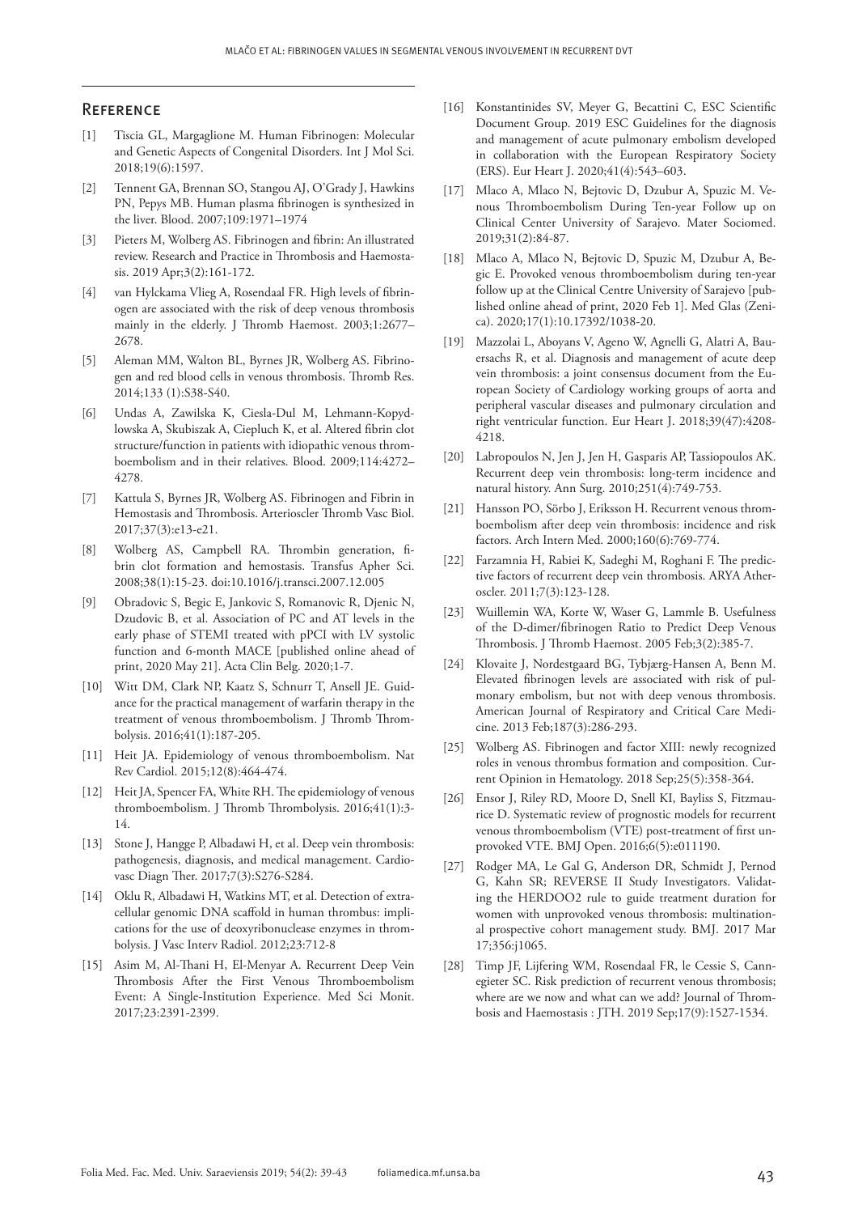## Reference

[1] Tiscia GL, Margaglione M. Human Fibrinogen: Molecular and Genetic Aspects of Congenital Disorders. Int J Mol Sci. 2018;19(6):1597.

[2] Tennent GA, Brennan SO, Stangou AJ, O'Grady J, Hawkins PN, Pepys MB. Human plasma fibrinogen is synthesized in the liver. Blood. 2007;109:1971–1974

[3] Pieters M, Wolberg AS. Fibrinogen and fibrin: An illustrated review. Research and Practice in Thrombosis and Haemostasis. 2019 Apr;3(2):161-172.

[4] van Hylckama Vlieg A, Rosendaal FR. High levels of fibrinogen are associated with the risk of deep venous thrombosis mainly in the elderly. J Thromb Haemost. 2003;1:2677–2678.

[5] Aleman MM, Walton BL, Byrnes JR, Wolberg AS. Fibrinogen and red blood cells in venous thrombosis. Thromb Res. 2014;133 (1):S38-S40.

[6] Undas A, Zawilska K, Ciesla-Dul M, Lehmann-Kopydlowska A, Skubiszak A, Ciepluch K, et al. Altered fibrin clot structure/function in patients with idiopathic venous thromboembolism and in their relatives. Blood. 2009;114:4272–4278.

[7] Kattula S, Byrnes JR, Wolberg AS. Fibrinogen and Fibrin in Hemostasis and Thrombosis. Arterioscler Thromb Vasc Biol. 2017;37(3):e13-e21.

[8] Wolberg AS, Campbell RA. Thrombin generation, fibrin clot formation and hemostasis. Transfus Apher Sci. 2008;38(1):15-23. doi:10.1016/j.transci.2007.12.005

[9] Obradovic S, Begic E, Jankovic S, Romanovic R, Djenic N, Dzudovic B, et al. Association of PC and AT levels in the early phase of STEMI treated with pPCI with LV systolic function and 6-month MACE [published online ahead of print, 2020 May 21]. Acta Clin Belg. 2020;1-7.

[10] Witt DM, Clark NP, Kaatz S, Schnurr T, Ansell JE. Guidance for the practical management of warfarin therapy in the treatment of venous thromboembolism. J Thromb Thrombolysis. 2016;41(1):187-205.

[11] Heit JA. Epidemiology of venous thromboembolism. Nat Rev Cardiol. 2015;12(8):464-474.

[12] Heit JA, Spencer FA, White RH. The epidemiology of venous thromboembolism. J Thromb Thrombolysis. 2016;41(1):3-14.

[13] Stone J, Hangge P, Albadawi H, et al. Deep vein thrombosis: pathogenesis, diagnosis, and medical management. Cardiovasc Diagn Ther. 2017;7(3):S276-S284.

[14] Oklu R, Albadawi H, Watkins MT, et al. Detection of extracellular genomic DNA scaffold in human thrombus: implications for the use of deoxyribonuclease enzymes in thrombolysis. J Vasc Interv Radiol. 2012;23:712-8

[15] Asim M, Al-Thani H, El-Menyar A. Recurrent Deep Vein Thrombosis After the First Venous Thromboembolism Event: A Single-Institution Experience. Med Sci Monit. 2017;23:2391-2399.

[16] Konstantinides SV, Meyer G, Becattini C, ESC Scientific Document Group. 2019 ESC Guidelines for the diagnosis and management of acute pulmonary embolism developed in collaboration with the European Respiratory Society (ERS). Eur Heart J. 2020;41(4):543–603.

[17] Mlaco A, Mlaco N, Bejtovic D, Dzubur A, Spuzic M. Venous Thromboembolism During Ten-year Follow up on Clinical Center University of Sarajevo. Mater Sociomed. 2019;31(2):84-87.

[18] Mlaco A, Mlaco N, Bejtovic D, Spuzic M, Dzubur A, Begic E. Provoked venous thromboembolism during ten-year follow up at the Clinical Centre University of Sarajevo [published online ahead of print, 2020 Feb 1]. Med Glas (Zenica). 2020;17(1):10.17392/1038-20.

[19] Mazzolai L, Aboyans V, Ageno W, Agnelli G, Alatri A, Bauersachs R, et al. Diagnosis and management of acute deep vein thrombosis: a joint consensus document from the European Society of Cardiology working groups of aorta and peripheral vascular diseases and pulmonary circulation and right ventricular function. Eur Heart J. 2018;39(47):4208-4218.

[20] Labropoulos N, Jen J, Jen H, Gasparis AP, Tassiopoulos AK. Recurrent deep vein thrombosis: long-term incidence and natural history. Ann Surg. 2010;251(4):749-753.

[21] Hansson PO, Sörbo J, Eriksson H. Recurrent venous thromboembolism after deep vein thrombosis: incidence and risk factors. Arch Intern Med. 2000;160(6):769-774.

[22] Farzamnia H, Rabiei K, Sadeghi M, Roghani F. The predictive factors of recurrent deep vein thrombosis. ARYA Atheroscler. 2011;7(3):123-128.

[23] Wuillemin WA, Korte W, Waser G, Lammle B. Usefulness of the D-dimer/fibrinogen Ratio to Predict Deep Venous Thrombosis. J Thromb Haemost. 2005 Feb;3(2):385-7.

[24] Klovaite J, Nordestgaard BG, Tybjærg-Hansen A, Benn M. Elevated fibrinogen levels are associated with risk of pulmonary embolism, but not with deep venous thrombosis. American Journal of Respiratory and Critical Care Medicine. 2013 Feb;187(3):286-293.

[25] Wolberg AS. Fibrinogen and factor XIII: newly recognized roles in venous thrombus formation and composition. Current Opinion in Hematology. 2018 Sep;25(5):358-364.

[26] Ensor J, Riley RD, Moore D, Snell KI, Bayliss S, Fitzmaurice D. Systematic review of prognostic models for recurrent venous thromboembolism (VTE) post-treatment of first unprovoked VTE. BMJ Open. 2016;6(5):e011190.

[27] Rodger MA, Le Gal G, Anderson DR, Schmidt J, Pernod G, Kahn SR; REVERSE II Study Investigators. Validating the HERDOO2 rule to guide treatment duration for women with unprovoked venous thrombosis: multinational prospective cohort management study. BMJ. 2017 Mar 17;356:j1065.

[28] Timp JF, Lijfering WM, Rosendaal FR, le Cessie S, Cannegieter SC. Risk prediction of recurrent venous thrombosis; where are we now and what can we add? Journal of Thrombosis and Haemostasis : JTH. 2019 Sep;17(9):1527-1534.